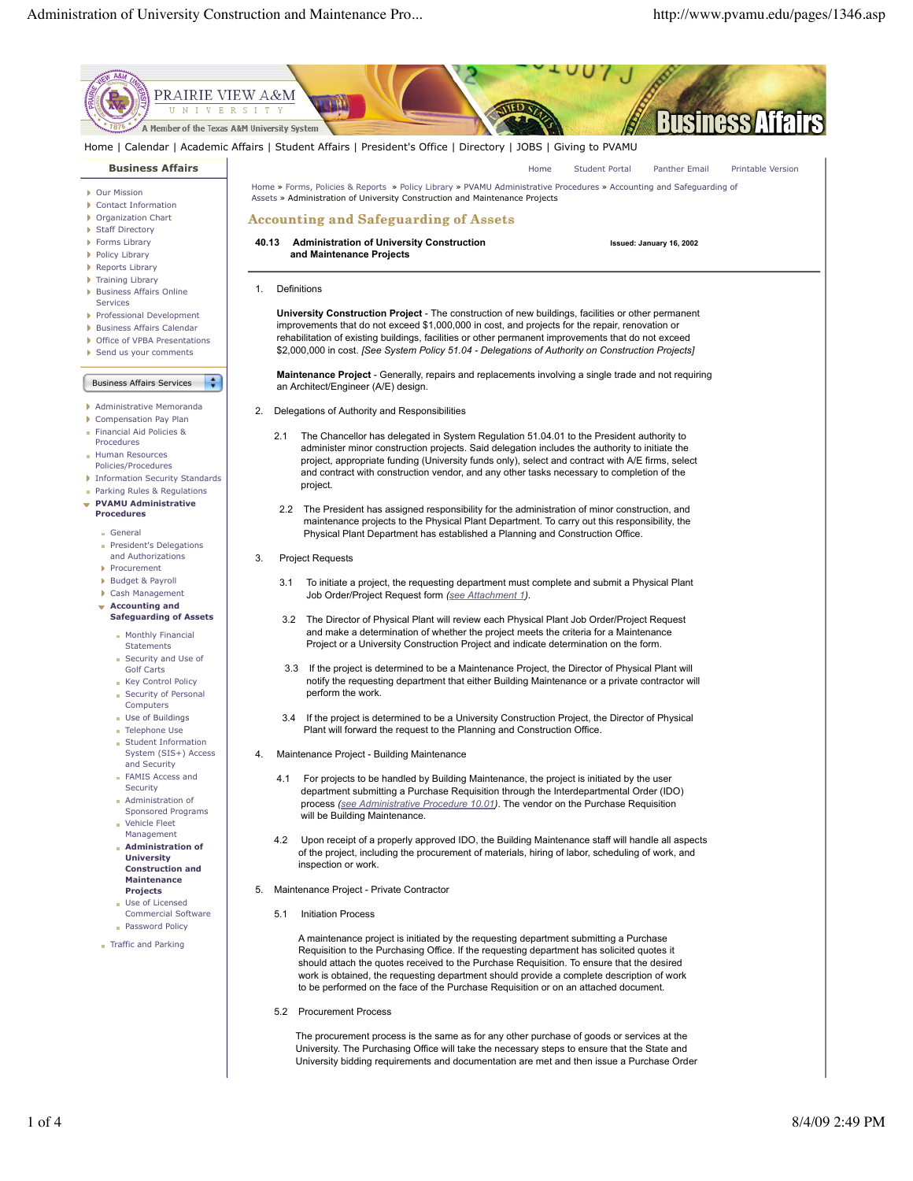Home | Calendar | Academic Affairs | Student Affairs | President's Office | Directory | JOBS | Giving to PVAMU

**Business Affairs**

- Our Mission
- Contact Information
- Organization Chart
- Staff Directory
- Forms Library
- Policy Library
- Reports Library
- Training Library
- Business Affairs Online Services
- Professional Development
- Business Affairs Calendar
- Office of VPBA Presentations
- Send us your comments

Business Affairs Services

- Administrative Memoranda
- Compensation Pay Plan
- Financial Aid Policies & Procedures
- Human Resources Policies/Procedures
- Information Security Standards
- Parking Rules & Regulations
- **PVAMU Administrative Procedures**
  - General
  - President's Delegations and Authorizations
  - Procurement
  - Budget & Payroll
  - Cash Management
  - **Accounting and Safeguarding of Assets**
    - Monthly Financial Statements
    - Security and Use of Golf Carts
    - Key Control Policy
    - Security of Personal Computers
    - Use of Buildings
    - Telephone Use
    - Student Information System (SIS+) Access and Security
    - FAMIS Access and Security
    - Administration of Sponsored Programs
    - Vehicle Fleet Management
    - **Administration of University Construction and Maintenance Projects**
    - Use of Licensed Commercial Software
    - Password Policy
  - Traffic and Parking

Home Student Portal Panther Email Printable Version

Home » Forms, Policies & Reports » Policy Library » PVAMU Administrative Procedures » Accounting and Safeguarding of Assets » Administration of University Construction and Maintenance Projects

# Accounting and Safeguarding of Assets

**40.13 Administration of University Construction and Maintenance Projects** **Issued: January 16, 2002**

1. Definitions

   **University Construction Project** - The construction of new buildings, facilities or other permanent improvements that do not exceed $1,000,000 in cost, and projects for the repair, renovation or rehabilitation of existing buildings, facilities or other permanent improvements that do not exceed $2,000,000 in cost. *[See System Policy 51.04 - Delegations of Authority on Construction Projects]*

   **Maintenance Project** - Generally, repairs and replacements involving a single trade and not requiring an Architect/Engineer (A/E) design.

2. Delegations of Authority and Responsibilities

   2.1 The Chancellor has delegated in System Regulation 51.04.01 to the President authority to administer minor construction projects. Said delegation includes the authority to initiate the project, appropriate funding (University funds only), select and contract with A/E firms, select and contract with construction vendor, and any other tasks necessary to completion of the project.

   2.2 The President has assigned responsibility for the administration of minor construction, and maintenance projects to the Physical Plant Department. To carry out this responsibility, the Physical Plant Department has established a Planning and Construction Office.

3. Project Requests

   3.1 To initiate a project, the requesting department must complete and submit a Physical Plant Job Order/Project Request form *(see Attachment 1)*.

   3.2 The Director of Physical Plant will review each Physical Plant Job Order/Project Request and make a determination of whether the project meets the criteria for a Maintenance Project or a University Construction Project and indicate determination on the form.

   3.3 If the project is determined to be a Maintenance Project, the Director of Physical Plant will notify the requesting department that either Building Maintenance or a private contractor will perform the work.

   3.4 If the project is determined to be a University Construction Project, the Director of Physical Plant will forward the request to the Planning and Construction Office.

4. Maintenance Project - Building Maintenance

   4.1 For projects to be handled by Building Maintenance, the project is initiated by the user department submitting a Purchase Requisition through the Interdepartmental Order (IDO) process *(see Administrative Procedure 10.01)*. The vendor on the Purchase Requisition will be Building Maintenance.

   4.2 Upon receipt of a properly approved IDO, the Building Maintenance staff will handle all aspects of the project, including the procurement of materials, hiring of labor, scheduling of work, and inspection or work.

5. Maintenance Project - Private Contractor

   5.1 Initiation Process

   A maintenance project is initiated by the requesting department submitting a Purchase Requisition to the Purchasing Office. If the requesting department has solicited quotes it should attach the quotes received to the Purchase Requisition. To ensure that the desired work is obtained, the requesting department should provide a complete description of work to be performed on the face of the Purchase Requisition or on an attached document.

   5.2 Procurement Process

   The procurement process is the same as for any other purchase of goods or services at the University. The Purchasing Office will take the necessary steps to ensure that the State and University bidding requirements and documentation are met and then issue a Purchase Order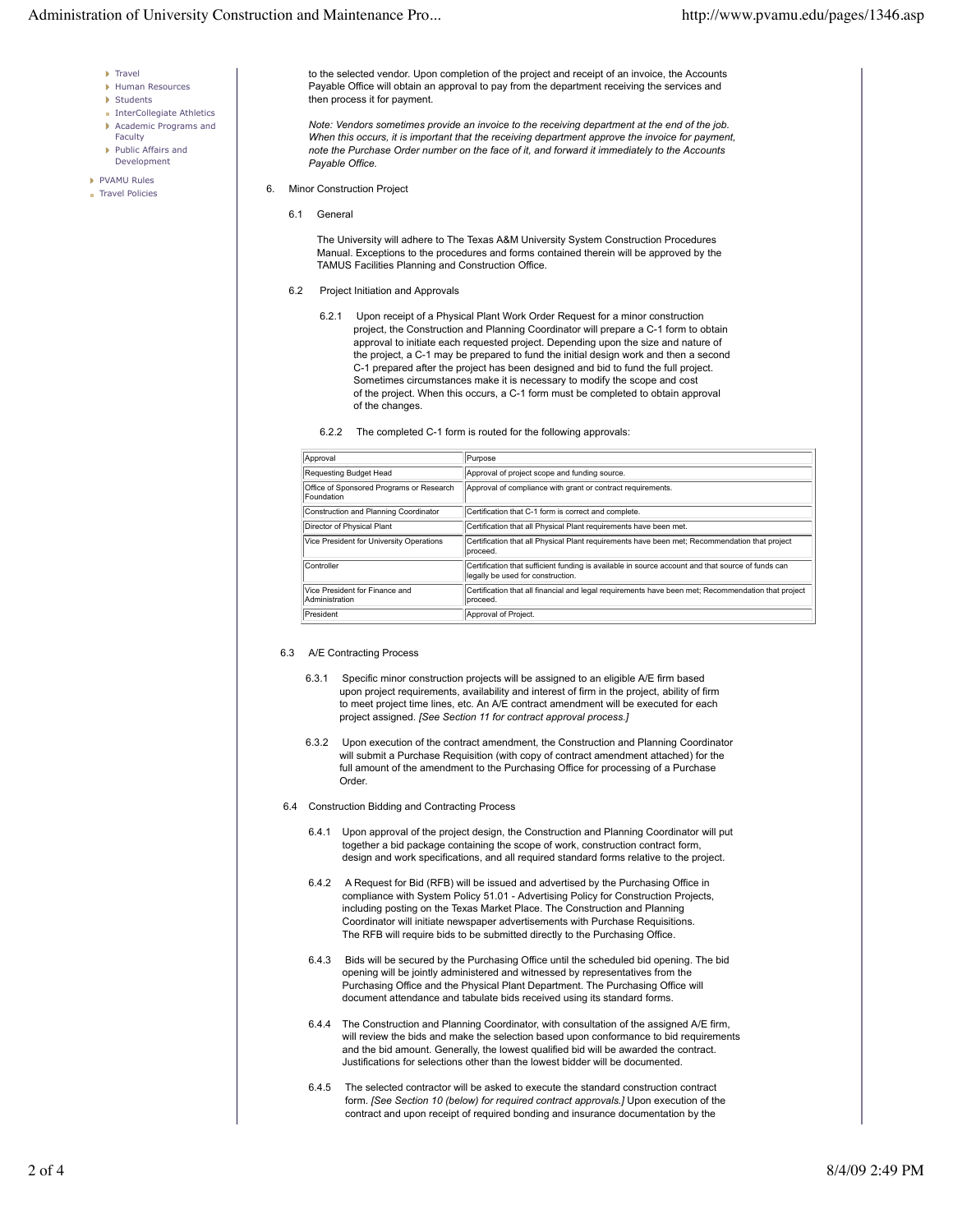- Travel
- Human Resources
- Students
- InterCollegiate Athletics
- Academic Programs and Faculty
- Public Affairs and Development

- PVAMU Rules
- Travel Policies

to the selected vendor. Upon completion of the project and receipt of an invoice, the Accounts Payable Office will obtain an approval to pay from the department receiving the services and then process it for payment.

*Note: Vendors sometimes provide an invoice to the receiving department at the end of the job. When this occurs, it is important that the receiving department approve the invoice for payment, note the Purchase Order number on the face of it, and forward it immediately to the Accounts Payable Office.*

6. Minor Construction Project

6.1 General

The University will adhere to The Texas A&M University System Construction Procedures Manual. Exceptions to the procedures and forms contained therein will be approved by the TAMUS Facilities Planning and Construction Office.

6.2 Project Initiation and Approvals

6.2.1 Upon receipt of a Physical Plant Work Order Request for a minor construction project, the Construction and Planning Coordinator will prepare a C-1 form to obtain approval to initiate each requested project. Depending upon the size and nature of the project, a C-1 may be prepared to fund the initial design work and then a second C-1 prepared after the project has been designed and bid to fund the full project. Sometimes circumstances make it is necessary to modify the scope and cost of the project. When this occurs, a C-1 form must be completed to obtain approval of the changes.

6.2.2 The completed C-1 form is routed for the following approvals:

| Approval | Purpose |
|---|---|
| Requesting Budget Head | Approval of project scope and funding source. |
| Office of Sponsored Programs or Research Foundation | Approval of compliance with grant or contract requirements. |
| Construction and Planning Coordinator | Certification that C-1 form is correct and complete. |
| Director of Physical Plant | Certification that all Physical Plant requirements have been met. |
| Vice President for University Operations | Certification that all Physical Plant requirements have been met; Recommendation that project proceed. |
| Controller | Certification that sufficient funding is available in source account and that source of funds can legally be used for construction. |
| Vice President for Finance and Administration | Certification that all financial and legal requirements have been met; Recommendation that project proceed. |
| President | Approval of Project. |

6.3 A/E Contracting Process

6.3.1 Specific minor construction projects will be assigned to an eligible A/E firm based upon project requirements, availability and interest of firm in the project, ability of firm to meet project time lines, etc. An A/E contract amendment will be executed for each project assigned. *[See Section 11 for contract approval process.]*

6.3.2 Upon execution of the contract amendment, the Construction and Planning Coordinator will submit a Purchase Requisition (with copy of contract amendment attached) for the full amount of the amendment to the Purchasing Office for processing of a Purchase Order.

6.4 Construction Bidding and Contracting Process

6.4.1 Upon approval of the project design, the Construction and Planning Coordinator will put together a bid package containing the scope of work, construction contract form, design and work specifications, and all required standard forms relative to the project.

6.4.2 A Request for Bid (RFB) will be issued and advertised by the Purchasing Office in compliance with System Policy 51.01 - Advertising Policy for Construction Projects, including posting on the Texas Market Place. The Construction and Planning Coordinator will initiate newspaper advertisements with Purchase Requisitions. The RFB will require bids to be submitted directly to the Purchasing Office.

6.4.3 Bids will be secured by the Purchasing Office until the scheduled bid opening. The bid opening will be jointly administered and witnessed by representatives from the Purchasing Office and the Physical Plant Department. The Purchasing Office will document attendance and tabulate bids received using its standard forms.

6.4.4 The Construction and Planning Coordinator, with consultation of the assigned A/E firm, will review the bids and make the selection based upon conformance to bid requirements and the bid amount. Generally, the lowest qualified bid will be awarded the contract. Justifications for selections other than the lowest bidder will be documented.

6.4.5 The selected contractor will be asked to execute the standard construction contract form. *[See Section 10 (below) for required contract approvals.]* Upon execution of the contract and upon receipt of required bonding and insurance documentation by the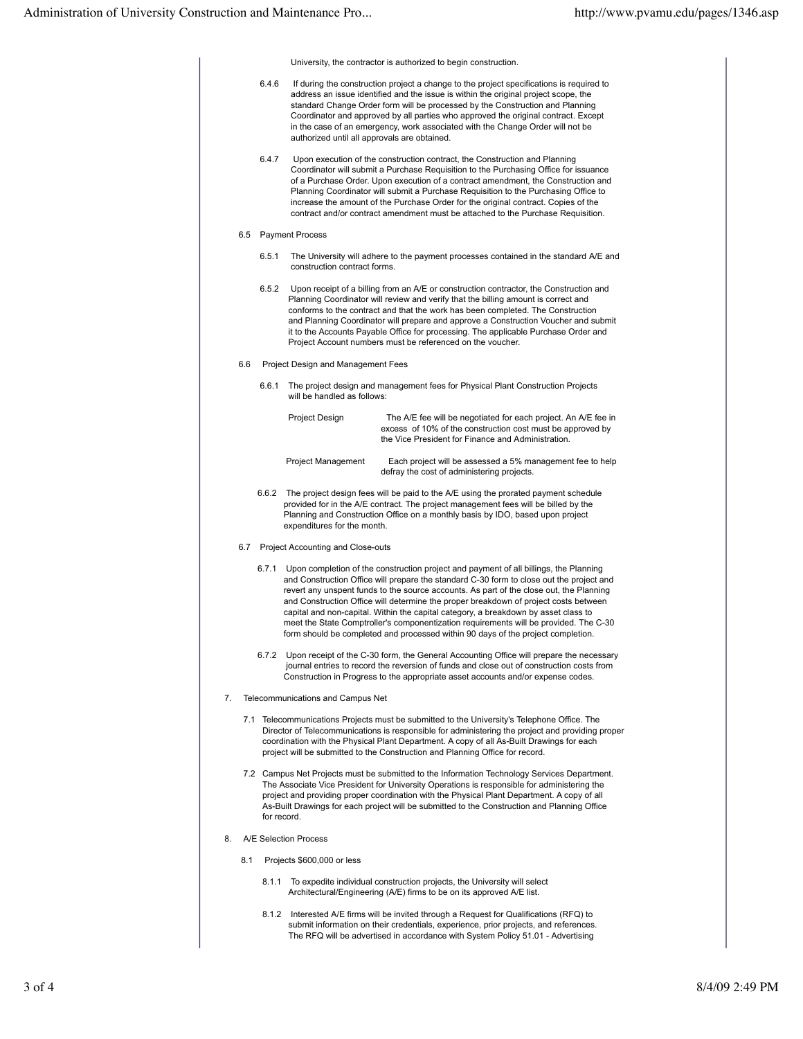University, the contractor is authorized to begin construction.

6.4.6 If during the construction project a change to the project specifications is required to address an issue identified and the issue is within the original project scope, the standard Change Order form will be processed by the Construction and Planning Coordinator and approved by all parties who approved the original contract. Except in the case of an emergency, work associated with the Change Order will not be authorized until all approvals are obtained.

6.4.7 Upon execution of the construction contract, the Construction and Planning Coordinator will submit a Purchase Requisition to the Purchasing Office for issuance of a Purchase Order. Upon execution of a contract amendment, the Construction and Planning Coordinator will submit a Purchase Requisition to the Purchasing Office to increase the amount of the Purchase Order for the original contract. Copies of the contract and/or contract amendment must be attached to the Purchase Requisition.

6.5 Payment Process

6.5.1 The University will adhere to the payment processes contained in the standard A/E and construction contract forms.

6.5.2 Upon receipt of a billing from an A/E or construction contractor, the Construction and Planning Coordinator will review and verify that the billing amount is correct and conforms to the contract and that the work has been completed. The Construction and Planning Coordinator will prepare and approve a Construction Voucher and submit it to the Accounts Payable Office for processing. The applicable Purchase Order and Project Account numbers must be referenced on the voucher.

6.6 Project Design and Management Fees

6.6.1 The project design and management fees for Physical Plant Construction Projects will be handled as follows:

| | |
|---|---|
| Project Design | The A/E fee will be negotiated for each project. An A/E fee in excess of 10% of the construction cost must be approved by the Vice President for Finance and Administration. |
| Project Management | Each project will be assessed a 5% management fee to help defray the cost of administering projects. |

6.6.2 The project design fees will be paid to the A/E using the prorated payment schedule provided for in the A/E contract. The project management fees will be billed by the Planning and Construction Office on a monthly basis by IDO, based upon project expenditures for the month.

6.7 Project Accounting and Close-outs

6.7.1 Upon completion of the construction project and payment of all billings, the Planning and Construction Office will prepare the standard C-30 form to close out the project and revert any unspent funds to the source accounts. As part of the close out, the Planning and Construction Office will determine the proper breakdown of project costs between capital and non-capital. Within the capital category, a breakdown by asset class to meet the State Comptroller's componentization requirements will be provided. The C-30 form should be completed and processed within 90 days of the project completion.

6.7.2 Upon receipt of the C-30 form, the General Accounting Office will prepare the necessary journal entries to record the reversion of funds and close out of construction costs from Construction in Progress to the appropriate asset accounts and/or expense codes.

7. Telecommunications and Campus Net

7.1 Telecommunications Projects must be submitted to the University's Telephone Office. The Director of Telecommunications is responsible for administering the project and providing proper coordination with the Physical Plant Department. A copy of all As-Built Drawings for each project will be submitted to the Construction and Planning Office for record.

7.2 Campus Net Projects must be submitted to the Information Technology Services Department. The Associate Vice President for University Operations is responsible for administering the project and providing proper coordination with the Physical Plant Department. A copy of all As-Built Drawings for each project will be submitted to the Construction and Planning Office for record.

8. A/E Selection Process

8.1 Projects $600,000 or less

8.1.1 To expedite individual construction projects, the University will select Architectural/Engineering (A/E) firms to be on its approved A/E list.

8.1.2 Interested A/E firms will be invited through a Request for Qualifications (RFQ) to submit information on their credentials, experience, prior projects, and references. The RFQ will be advertised in accordance with System Policy 51.01 - Advertising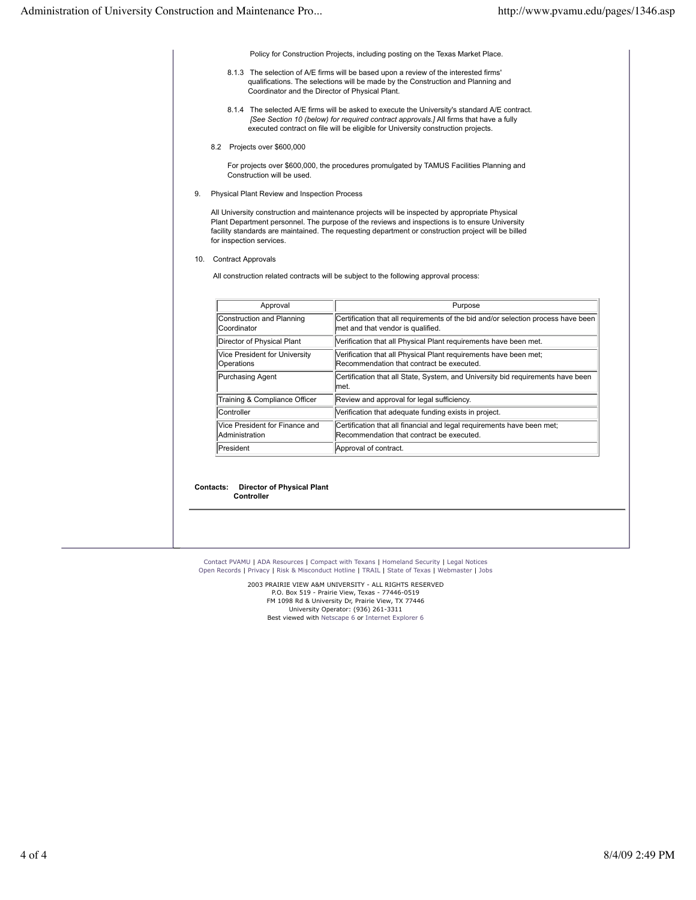Policy for Construction Projects, including posting on the Texas Market Place.

8.1.3 The selection of A/E firms will be based upon a review of the interested firms' qualifications. The selections will be made by the Construction and Planning and Coordinator and the Director of Physical Plant.

8.1.4 The selected A/E firms will be asked to execute the University's standard A/E contract. *[See Section 10 (below) for required contract approvals.]* All firms that have a fully executed contract on file will be eligible for University construction projects.

8.2 Projects over $600,000

For projects over $600,000, the procedures promulgated by TAMUS Facilities Planning and Construction will be used.

9. Physical Plant Review and Inspection Process

All University construction and maintenance projects will be inspected by appropriate Physical Plant Department personnel. The purpose of the reviews and inspections is to ensure University facility standards are maintained. The requesting department or construction project will be billed for inspection services.

10. Contract Approvals

All construction related contracts will be subject to the following approval process:

| Approval | Purpose |
|---|---|
| Construction and Planning Coordinator | Certification that all requirements of the bid and/or selection process have been met and that vendor is qualified. |
| Director of Physical Plant | Verification that all Physical Plant requirements have been met. |
| Vice President for University Operations | Verification that all Physical Plant requirements have been met; Recommendation that contract be executed. |
| Purchasing Agent | Certification that all State, System, and University bid requirements have been met. |
| Training & Compliance Officer | Review and approval for legal sufficiency. |
| Controller | Verification that adequate funding exists in project. |
| Vice President for Finance and Administration | Certification that all financial and legal requirements have been met; Recommendation that contract be executed. |
| President | Approval of contract. |

**Contacts: Director of Physical Plant**
**Controller**

Contact PVAMU | ADA Resources | Compact with Texans | Homeland Security | Legal Notices
Open Records | Privacy | Risk & Misconduct Hotline | TRAIL | State of Texas | Webmaster | Jobs

2003 PRAIRIE VIEW A&M UNIVERSITY - ALL RIGHTS RESERVED
P.O. Box 519 - Prairie View, Texas - 77446-0519
FM 1098 Rd & University Dr, Prairie View, TX 77446
University Operator: (936) 261-3311
Best viewed with Netscape 6 or Internet Explorer 6